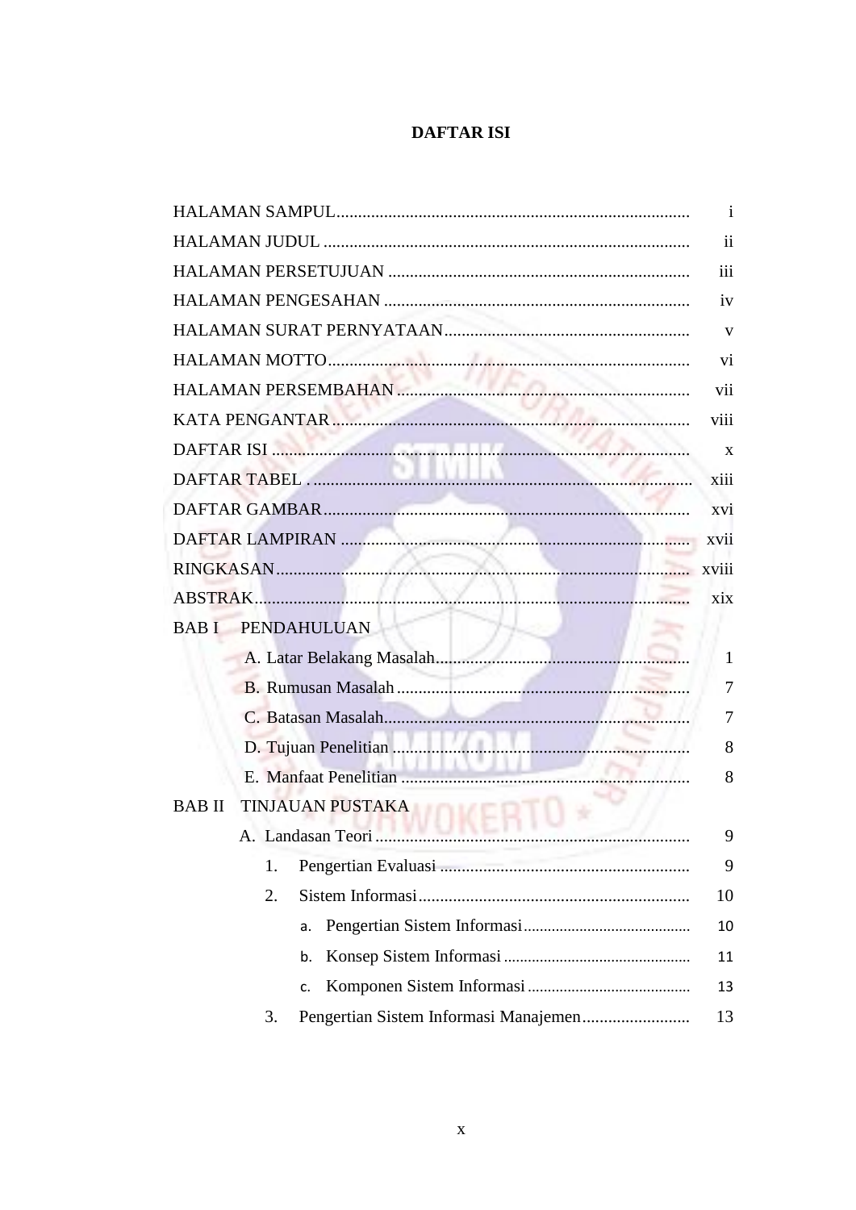# DAFTAR ISI

| | |
|---|---|
| HALAMAN SAMPUL | i |
| HALAMAN JUDUL | ii |
| HALAMAN PERSETUJUAN | iii |
| HALAMAN PENGESAHAN | iv |
| HALAMAN SURAT PERNYATAAN | v |
| HALAMAN MOTTO | vi |
| HALAMAN PERSEMBAHAN | vii |
| KATA PENGANTAR | viii |
| DAFTAR ISI | x |
| DAFTAR TABEL | xiii |
| DAFTAR GAMBAR | xvi |
| DAFTAR LAMPIRAN | xvii |
| RINGKASAN | xviii |
| ABSTRAK | xix |
| BAB I PENDAHULUAN | |
| A. Latar Belakang Masalah | 1 |
| B. Rumusan Masalah | 7 |
| C. Batasan Masalah | 7 |
| D. Tujuan Penelitian | 8 |
| E. Manfaat Penelitian | 8 |
| BAB II TINJAUAN PUSTAKA | |
| A. Landasan Teori | 9 |
| 1. Pengertian Evaluasi | 9 |
| 2. Sistem Informasi | 10 |
| a. Pengertian Sistem Informasi | 10 |
| b. Konsep Sistem Informasi | 11 |
| c. Komponen Sistem Informasi | 13 |
| 3. Pengertian Sistem Informasi Manajemen | 13 |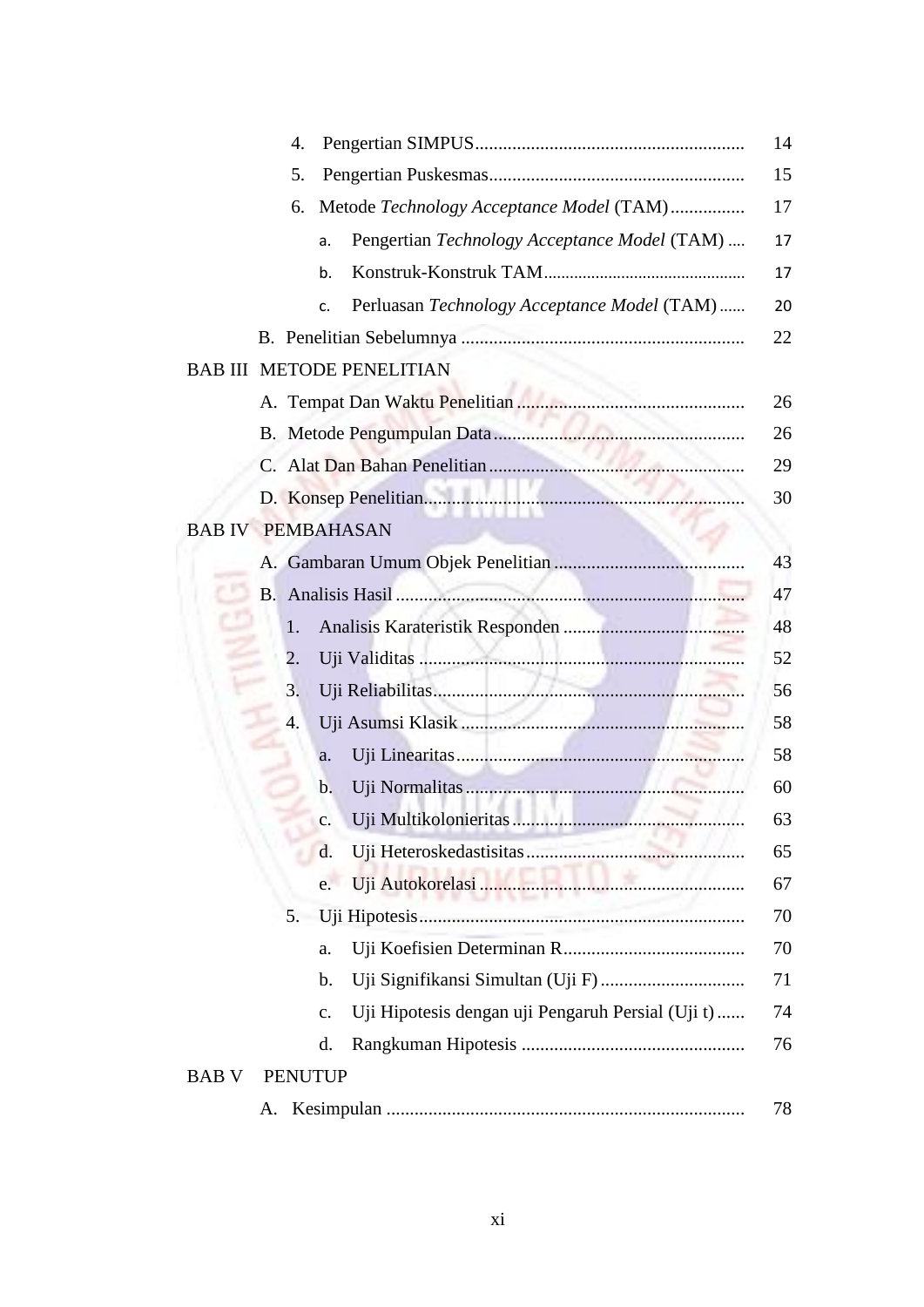4. Pengertian SIMPUS .......................................................... 14
5. Pengertian Puskesmas ....................................................... 15
6. Metode *Technology Acceptance Model* (TAM) ................ 17
   a. Pengertian *Technology Acceptance Model* (TAM) .... 17
   b. Konstruk-Konstruk TAM .............................................. 17
   c. Perluasan *Technology Acceptance Model* (TAM) ...... 20

B. Penelitian Sebelumnya ............................................................. 22

BAB III METODE PENELITIAN

A. Tempat Dan Waktu Penelitian ................................................ 26
B. Metode Pengumpulan Data ...................................................... 26
C. Alat Dan Bahan Penelitian ....................................................... 29
D. Konsep Penelitian .................................................................... 30

BAB IV PEMBAHASAN

A. Gambaran Umum Objek Penelitian ......................................... 43
B. Analisis Hasil ........................................................................... 47
   1. Analisis Karateristik Responden ....................................... 48
   2. Uji Validitas ..................................................................... 52
   3. Uji Reliabilitas .................................................................. 56
   4. Uji Asumsi Klasik ............................................................ 58
      a. Uji Linearitas ............................................................. 58
      b. Uji Normalitas ........................................................... 60
      c. Uji Multikolonieritas .................................................. 63
      d. Uji Heteroskedastisitas ............................................... 65
      e. Uji Autokorelasi ......................................................... 67
   5. Uji Hipotesis ..................................................................... 70
      a. Uji Koefisien Determinan R ....................................... 70
      b. Uji Signifikansi Simultan (Uji F) ............................... 71
      c. Uji Hipotesis dengan uji Pengaruh Persial (Uji t) ...... 74
      d. Rangkuman Hipotesis ................................................ 76

BAB V PENUTUP

A. Kesimpulan ............................................................................. 78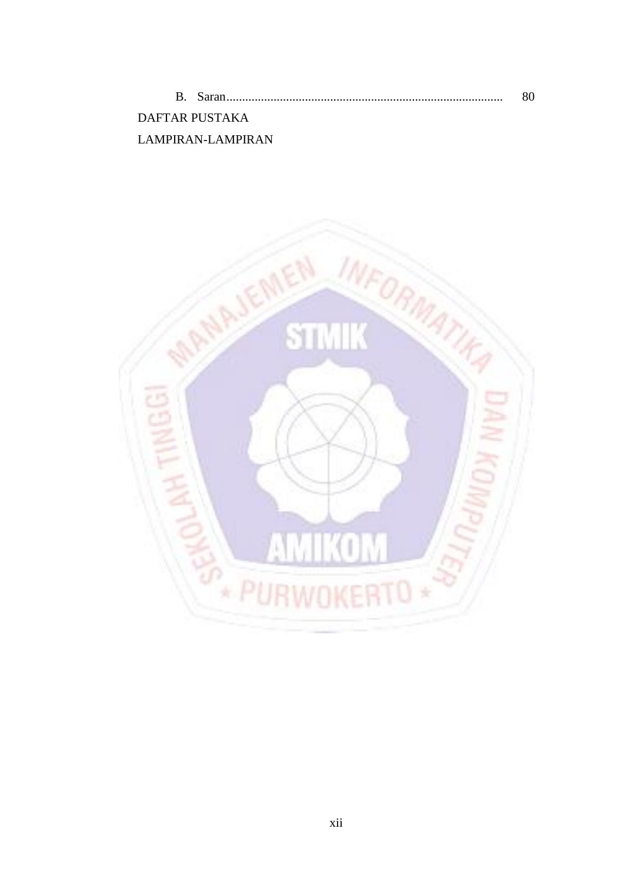B. Saran........................................................................................ 80

DAFTAR PUSTAKA

LAMPIRAN-LAMPIRAN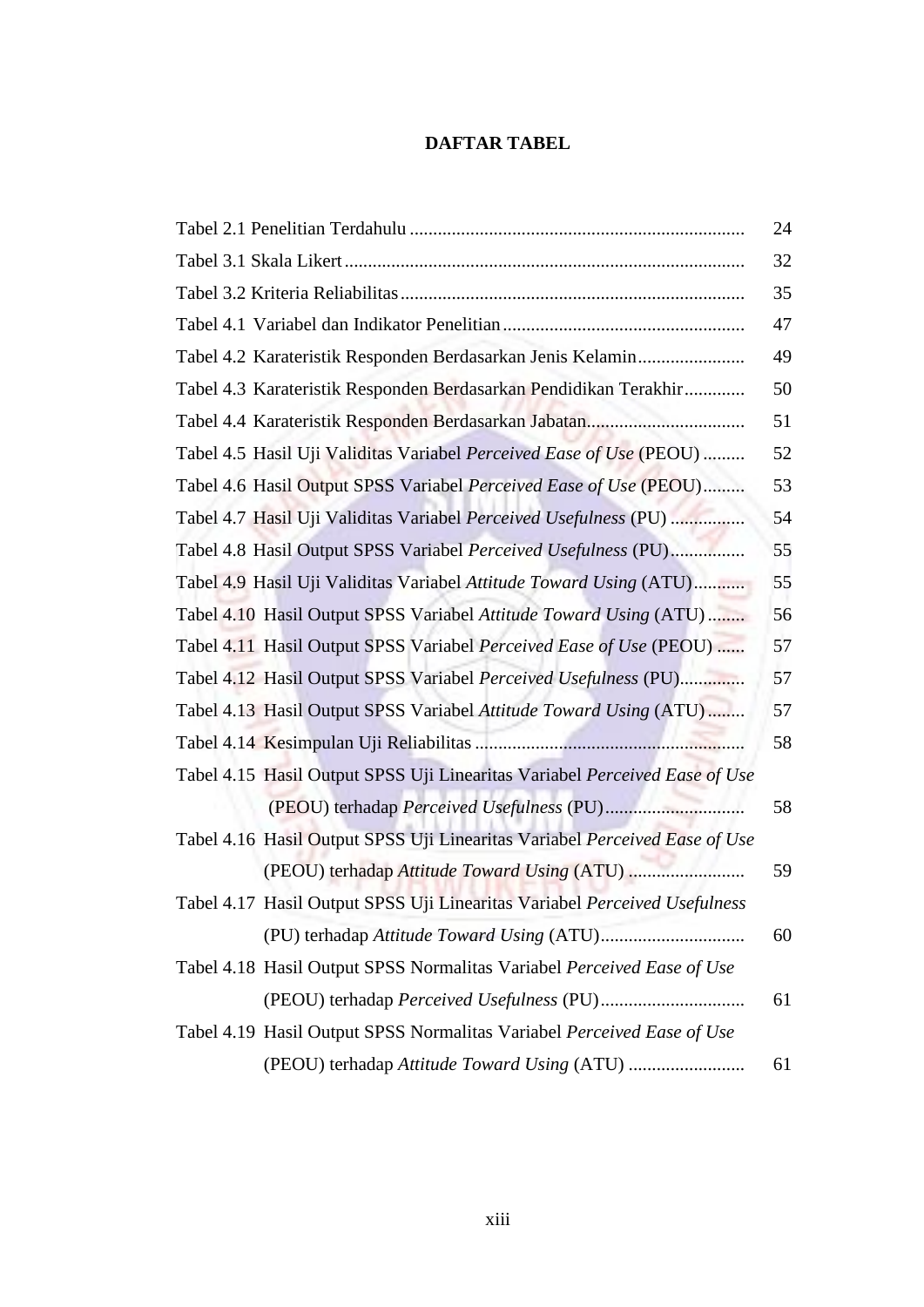# DAFTAR TABEL

Tabel 2.1 Penelitian Terdahulu ........................................................................ 24

Tabel 3.1 Skala Likert ..................................................................................... 32

Tabel 3.2 Kriteria Reliabilitas .......................................................................... 35

Tabel 4.1 Variabel dan Indikator Penelitian .................................................... 47

Tabel 4.2 Karateristik Responden Berdasarkan Jenis Kelamin ....................... 49

Tabel 4.3 Karateristik Responden Berdasarkan Pendidikan Terakhir ............. 50

Tabel 4.4 Karateristik Responden Berdasarkan Jabatan .................................. 51

Tabel 4.5 Hasil Uji Validitas Variabel *Perceived Ease of Use* (PEOU) ......... 52

Tabel 4.6 Hasil Output SPSS Variabel *Perceived Ease of Use* (PEOU) ......... 53

Tabel 4.7 Hasil Uji Validitas Variabel *Perceived Usefulness* (PU) ................ 54

Tabel 4.8 Hasil Output SPSS Variabel *Perceived Usefulness* (PU) ................ 55

Tabel 4.9 Hasil Uji Validitas Variabel *Attitude Toward Using* (ATU) ........... 55

Tabel 4.10 Hasil Output SPSS Variabel *Attitude Toward Using* (ATU) ........ 56

Tabel 4.11 Hasil Output SPSS Variabel *Perceived Ease of Use* (PEOU) ...... 57

Tabel 4.12 Hasil Output SPSS Variabel *Perceived Usefulness* (PU) .............. 57

Tabel 4.13 Hasil Output SPSS Variabel *Attitude Toward Using* (ATU) ........ 57

Tabel 4.14 Kesimpulan Uji Reliabilitas .......................................................... 58

Tabel 4.15 Hasil Output SPSS Uji Linearitas Variabel *Perceived Ease of Use* (PEOU) terhadap *Perceived Usefulness* (PU) .............................. 58

Tabel 4.16 Hasil Output SPSS Uji Linearitas Variabel *Perceived Ease of Use* (PEOU) terhadap *Attitude Toward Using* (ATU) ......................... 59

Tabel 4.17 Hasil Output SPSS Uji Linearitas Variabel *Perceived Usefulness* (PU) terhadap *Attitude Toward Using* (ATU) ............................... 60

Tabel 4.18 Hasil Output SPSS Normalitas Variabel *Perceived Ease of Use* (PEOU) terhadap *Perceived Usefulness* (PU) .............................. 61

Tabel 4.19 Hasil Output SPSS Normalitas Variabel *Perceived Ease of Use* (PEOU) terhadap *Attitude Toward Using* (ATU) ......................... 61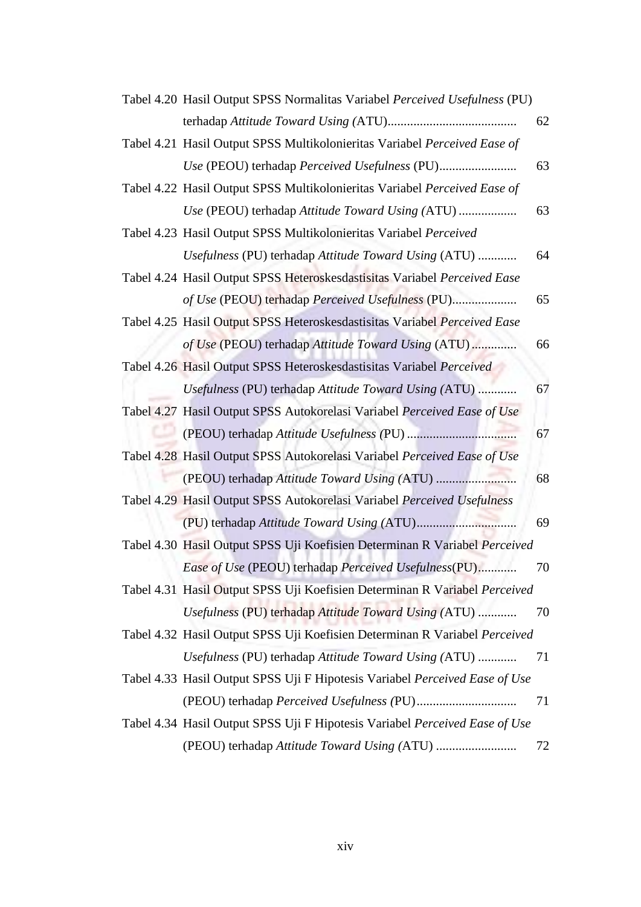| | | |
|---|---|---|
| Tabel 4.20 | Hasil Output SPSS Normalitas Variabel *Perceived Usefulness* (PU) terhadap *Attitude Toward Using (*ATU)........................................ | 62 |
| Tabel 4.21 | Hasil Output SPSS Multikolonieritas Variabel *Perceived Ease of Use* (PEOU) terhadap *Perceived Usefulness* (PU)........................ | 63 |
| Tabel 4.22 | Hasil Output SPSS Multikolonieritas Variabel *Perceived Ease of Use* (PEOU) terhadap *Attitude Toward Using (*ATU) .................. | 63 |
| Tabel 4.23 | Hasil Output SPSS Multikolonieritas Variabel *Perceived Usefulness* (PU) terhadap *Attitude Toward Using* (ATU) ............ | 64 |
| Tabel 4.24 | Hasil Output SPSS Heteroskesdastisitas Variabel *Perceived Ease of Use* (PEOU) terhadap *Perceived Usefulness* (PU).................... | 65 |
| Tabel 4.25 | Hasil Output SPSS Heteroskesdastisitas Variabel *Perceived Ease of Use* (PEOU) terhadap *Attitude Toward Using* (ATU) .............. | 66 |
| Tabel 4.26 | Hasil Output SPSS Heteroskesdastisitas Variabel *Perceived Usefulness* (PU) terhadap *Attitude Toward Using (*ATU) ............ | 67 |
| Tabel 4.27 | Hasil Output SPSS Autokorelasi Variabel *Perceived Ease of Use* (PEOU) terhadap *Attitude Usefulness (*PU) .................................. | 67 |
| Tabel 4.28 | Hasil Output SPSS Autokorelasi Variabel *Perceived Ease of Use* (PEOU) terhadap *Attitude Toward Using (*ATU) ......................... | 68 |
| Tabel 4.29 | Hasil Output SPSS Autokorelasi Variabel *Perceived Usefulness* (PU) terhadap *Attitude Toward Using (*ATU)............................... | 69 |
| Tabel 4.30 | Hasil Output SPSS Uji Koefisien Determinan R Variabel *Perceived Ease of Use* (PEOU) terhadap *Perceived Usefulness*(PU)............ | 70 |
| Tabel 4.31 | Hasil Output SPSS Uji Koefisien Determinan R Variabel *Perceived Usefulness* (PU) terhadap *Attitude Toward Using (*ATU) ............ | 70 |
| Tabel 4.32 | Hasil Output SPSS Uji Koefisien Determinan R Variabel *Perceived Usefulness* (PU) terhadap *Attitude Toward Using (*ATU) ............ | 71 |
| Tabel 4.33 | Hasil Output SPSS Uji F Hipotesis Variabel *Perceived Ease of Use* (PEOU) terhadap *Perceived Usefulness (*PU)............................... | 71 |
| Tabel 4.34 | Hasil Output SPSS Uji F Hipotesis Variabel *Perceived Ease of Use* (PEOU) terhadap *Attitude Toward Using (*ATU) ......................... | 72 |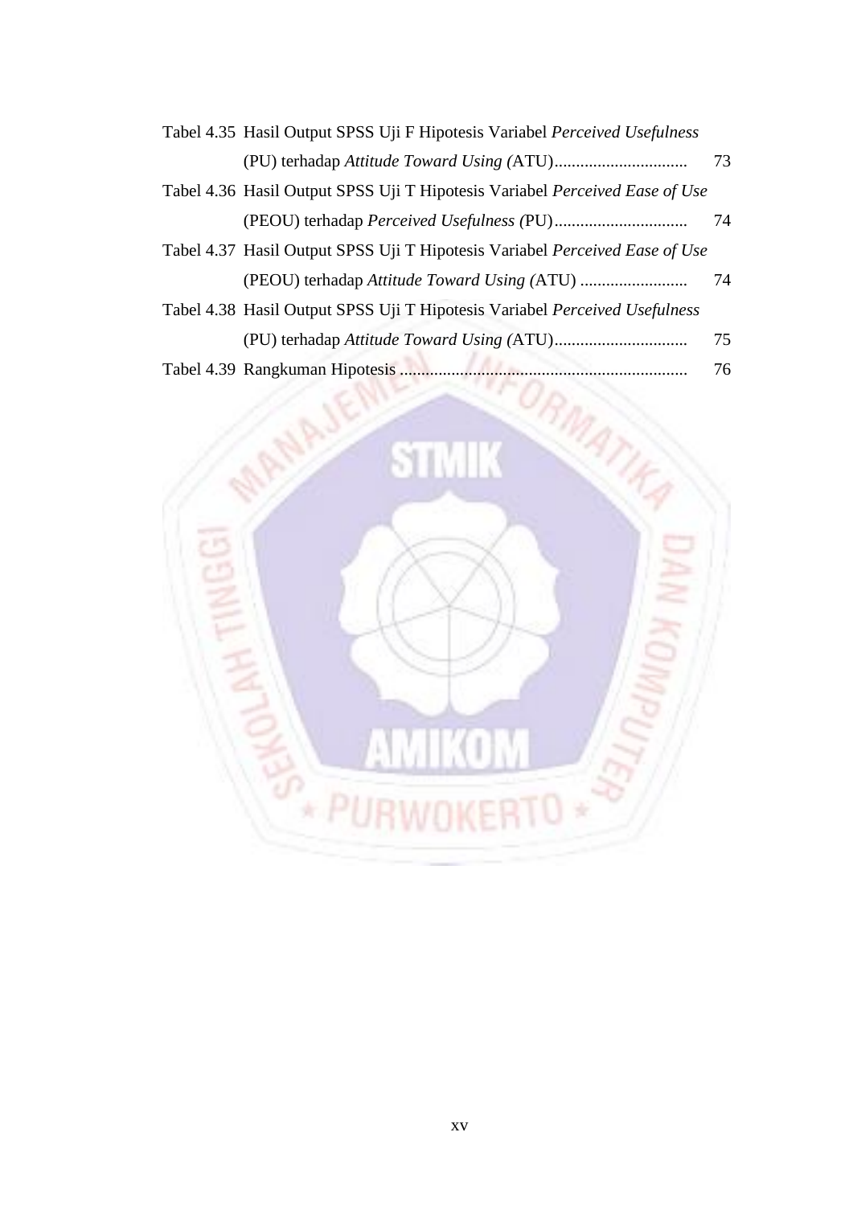Tabel 4.35 Hasil Output SPSS Uji F Hipotesis Variabel *Perceived Usefulness* (PU) terhadap *Attitude Toward Using (*ATU)............................... 73

Tabel 4.36 Hasil Output SPSS Uji T Hipotesis Variabel *Perceived Ease of Use* (PEOU) terhadap *Perceived Usefulness (*PU)............................... 74

Tabel 4.37 Hasil Output SPSS Uji T Hipotesis Variabel *Perceived Ease of Use* (PEOU) terhadap *Attitude Toward Using (*ATU) ......................... 74

Tabel 4.38 Hasil Output SPSS Uji T Hipotesis Variabel *Perceived Usefulness* (PU) terhadap *Attitude Toward Using (*ATU).............................. 75

Tabel 4.39 Rangkuman Hipotesis ................................................................... 76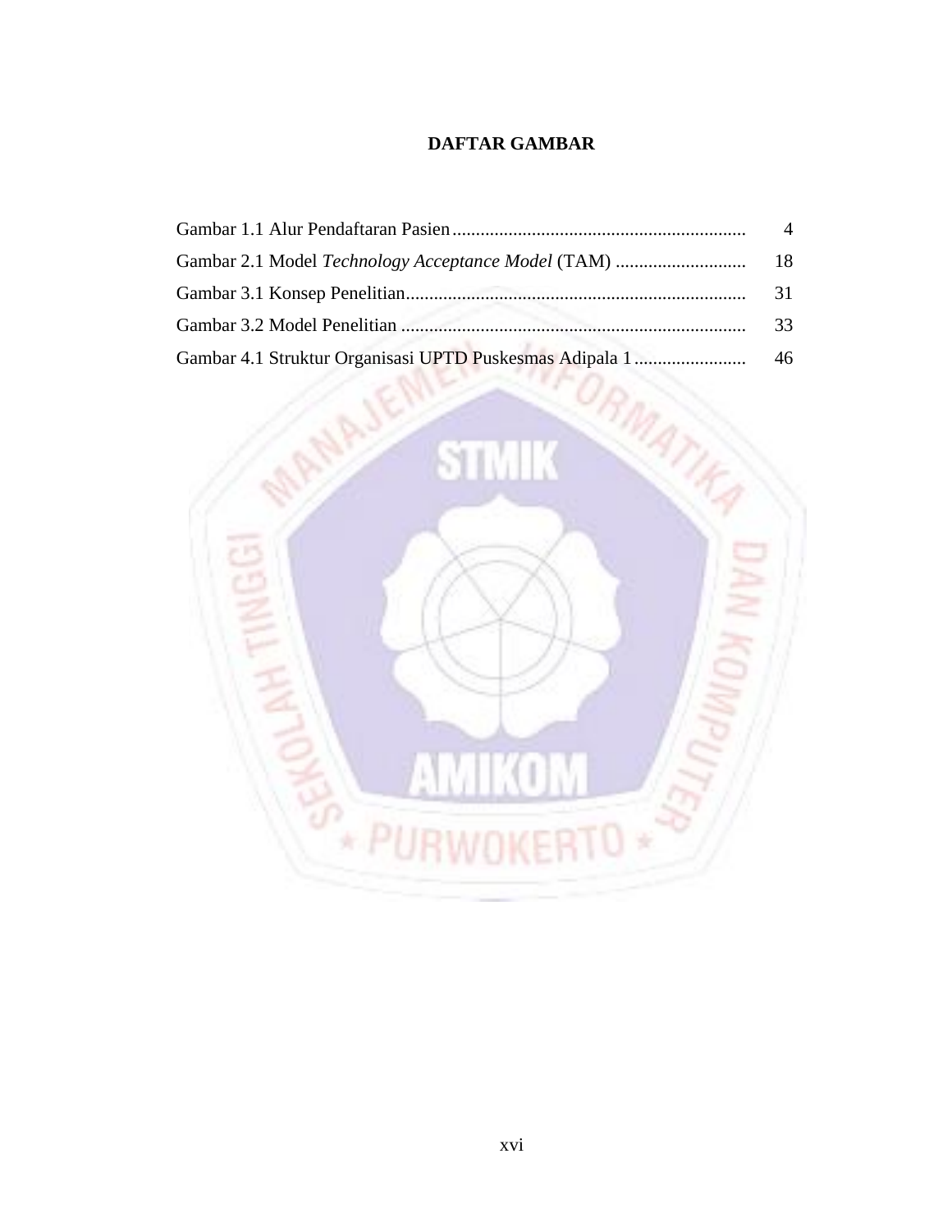# DAFTAR GAMBAR

Gambar 1.1 Alur Pendaftaran Pasien ............................................................. 4

Gambar 2.1 Model *Technology Acceptance Model* (TAM) ............................ 18

Gambar 3.1 Konsep Penelitian........................................................................ 31

Gambar 3.2 Model Penelitian ......................................................................... 33

Gambar 4.1 Struktur Organisasi UPTD Puskesmas Adipala 1 ........................ 46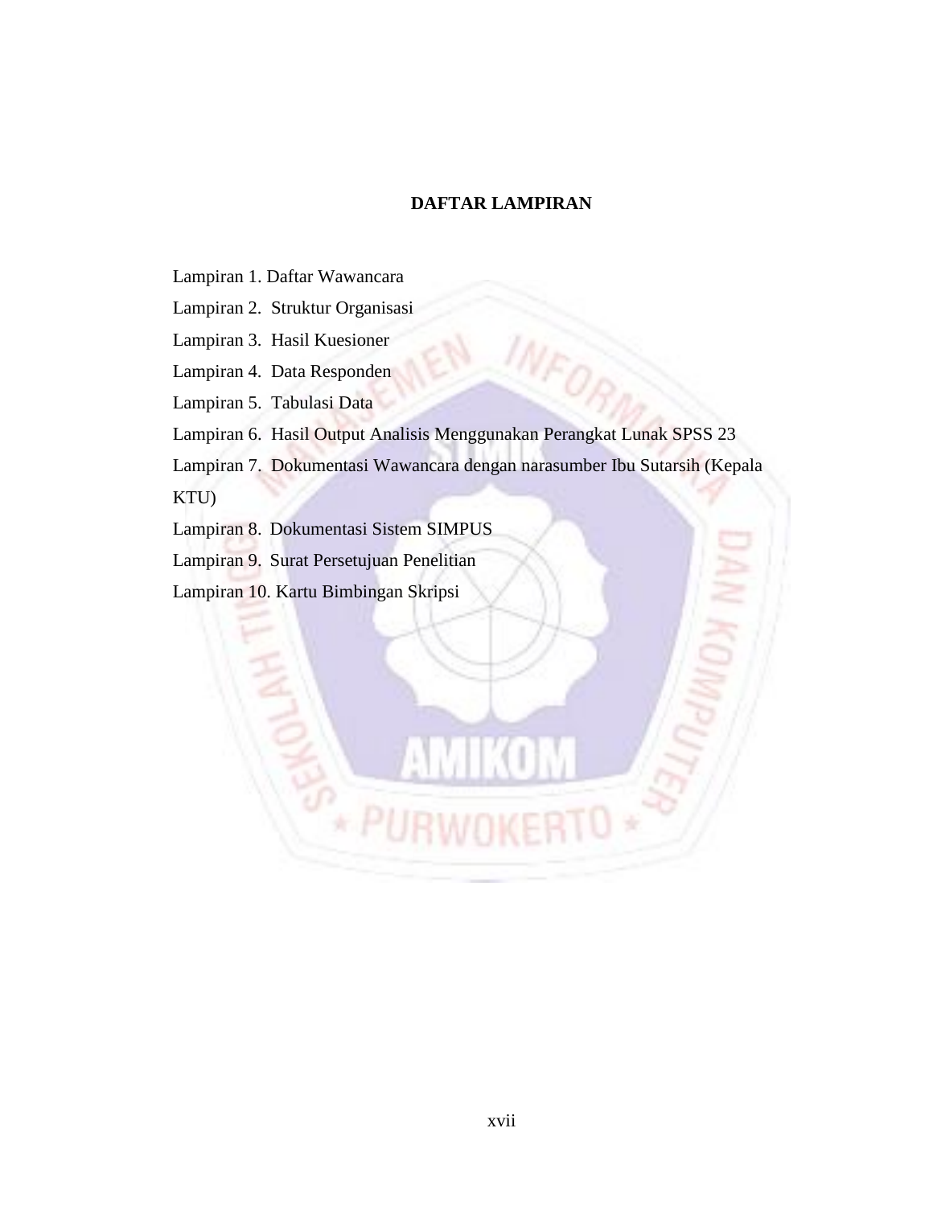# DAFTAR LAMPIRAN

Lampiran 1. Daftar Wawancara

Lampiran 2. Struktur Organisasi

Lampiran 3. Hasil Kuesioner

Lampiran 4. Data Responden

Lampiran 5. Tabulasi Data

Lampiran 6. Hasil Output Analisis Menggunakan Perangkat Lunak SPSS 23

Lampiran 7. Dokumentasi Wawancara dengan narasumber Ibu Sutarsih (Kepala KTU)

Lampiran 8. Dokumentasi Sistem SIMPUS

Lampiran 9. Surat Persetujuan Penelitian

Lampiran 10. Kartu Bimbingan Skripsi